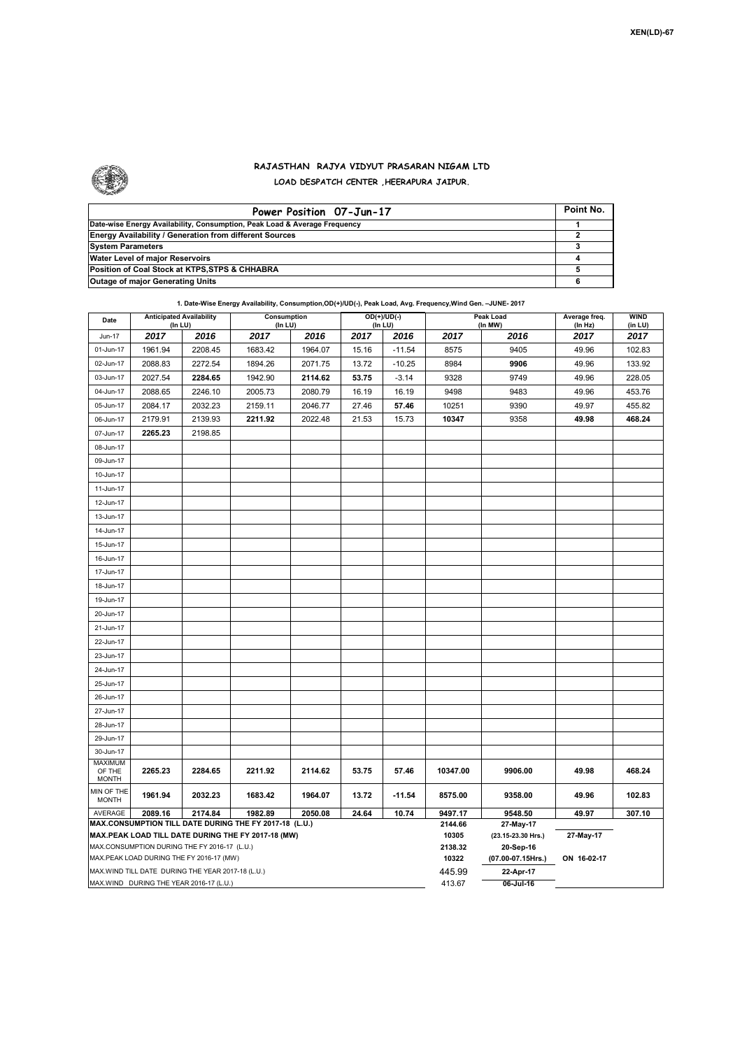XEN(LD)-67

# RAJASTHAN RAJYA VIDYUT PRASARAN NIGAM LTD

## LOAD DESPATCH CENTER ,HEERAPURA JAIPUR.

| Power Position 07-Jun-17 | Point No. |
|---|---|
| Date-wise Energy Availability, Consumption, Peak Load & Average Frequency | 1 |
| Energy Availability / Generation from different Sources | 2 |
| System Parameters | 3 |
| Water Level of major Reservoirs | 4 |
| Position of Coal Stock at KTPS,STPS & CHHABRA | 5 |
| Outage of major Generating Units | 6 |

**1. Date-Wise Energy Availability, Consumption,OD(+)/UD(-), Peak Load, Avg. Frequency,Wind Gen. –JUNE- 2017**

| Date | Anticipated Availability (In LU) | | Consumption (In LU) | | OD(+)/UD(-) (In LU) | | Peak Load (In MW) | | Average freq. (In Hz) | WIND (in LU) |
|---|---|---|---|---|---|---|---|---|---|---|
| Jun-17 | 2017 | 2016 | 2017 | 2016 | 2017 | 2016 | 2017 | 2016 | 2017 | 2017 |
| 01-Jun-17 | 1961.94 | 2208.45 | 1683.42 | 1964.07 | 15.16 | -11.54 | 8575 | 9405 | 49.96 | 102.83 |
| 02-Jun-17 | 2088.83 | 2272.54 | 1894.26 | 2071.75 | 13.72 | -10.25 | 8984 | **9906** | 49.96 | 133.92 |
| 03-Jun-17 | 2027.54 | **2284.65** | 1942.90 | **2114.62** | **53.75** | -3.14 | 9328 | 9749 | 49.96 | 228.05 |
| 04-Jun-17 | 2088.65 | 2246.10 | 2005.73 | 2080.79 | 16.19 | 16.19 | 9498 | 9483 | 49.96 | 453.76 |
| 05-Jun-17 | 2084.17 | 2032.23 | 2159.11 | 2046.77 | 27.46 | **57.46** | 10251 | 9390 | 49.97 | 455.82 |
| 06-Jun-17 | 2179.91 | 2139.93 | **2211.92** | 2022.48 | 21.53 | 15.73 | **10347** | 9358 | **49.98** | **468.24** |
| 07-Jun-17 | **2265.23** | 2198.85 | | | | | | | | |
| 08-Jun-17 | | | | | | | | | | |
| 09-Jun-17 | | | | | | | | | | |
| 10-Jun-17 | | | | | | | | | | |
| 11-Jun-17 | | | | | | | | | | |
| 12-Jun-17 | | | | | | | | | | |
| 13-Jun-17 | | | | | | | | | | |
| 14-Jun-17 | | | | | | | | | | |
| 15-Jun-17 | | | | | | | | | | |
| 16-Jun-17 | | | | | | | | | | |
| 17-Jun-17 | | | | | | | | | | |
| 18-Jun-17 | | | | | | | | | | |
| 19-Jun-17 | | | | | | | | | | |
| 20-Jun-17 | | | | | | | | | | |
| 21-Jun-17 | | | | | | | | | | |
| 22-Jun-17 | | | | | | | | | | |
| 23-Jun-17 | | | | | | | | | | |
| 24-Jun-17 | | | | | | | | | | |
| 25-Jun-17 | | | | | | | | | | |
| 26-Jun-17 | | | | | | | | | | |
| 27-Jun-17 | | | | | | | | | | |
| 28-Jun-17 | | | | | | | | | | |
| 29-Jun-17 | | | | | | | | | | |
| 30-Jun-17 | | | | | | | | | | |
| MAXIMUM OF THE MONTH | 2265.23 | 2284.65 | 2211.92 | 2114.62 | 53.75 | 57.46 | 10347.00 | 9906.00 | 49.98 | 468.24 |
| MIN OF THE MONTH | 1961.94 | 2032.23 | 1683.42 | 1964.07 | 13.72 | -11.54 | 8575.00 | 9358.00 | 49.96 | 102.83 |
| AVERAGE | 2089.16 | 2174.84 | 1982.89 | 2050.08 | 24.64 | 10.74 | 9497.17 | 9548.50 | 49.97 | 307.10 |
| MAX.CONSUMPTION TILL DATE DURING THE FY 2017-18 (L.U.) | | | | | | | 2144.66 | 27-May-17 | | |
| MAX.PEAK LOAD TILL DATE DURING THE FY 2017-18 (MW) | | | | | | | 10305 | (23.15-23.30 Hrs.) | 27-May-17 | |
| MAX.CONSUMPTION DURING THE FY 2016-17 (L.U.) | | | | | | | 2138.32 | 20-Sep-16 | | |
| MAX.PEAK LOAD DURING THE FY 2016-17 (MW) | | | | | | | 10322 | (07.00-07.15Hrs.) | ON 16-02-17 | |
| MAX.WIND TILL DATE DURING THE YEAR 2017-18 (L.U.) | | | | | | | 445.99 | 22-Apr-17 | | |
| MAX.WIND DURING THE YEAR 2016-17 (L.U.) | | | | | | | 413.67 | 06-Jul-16 | | |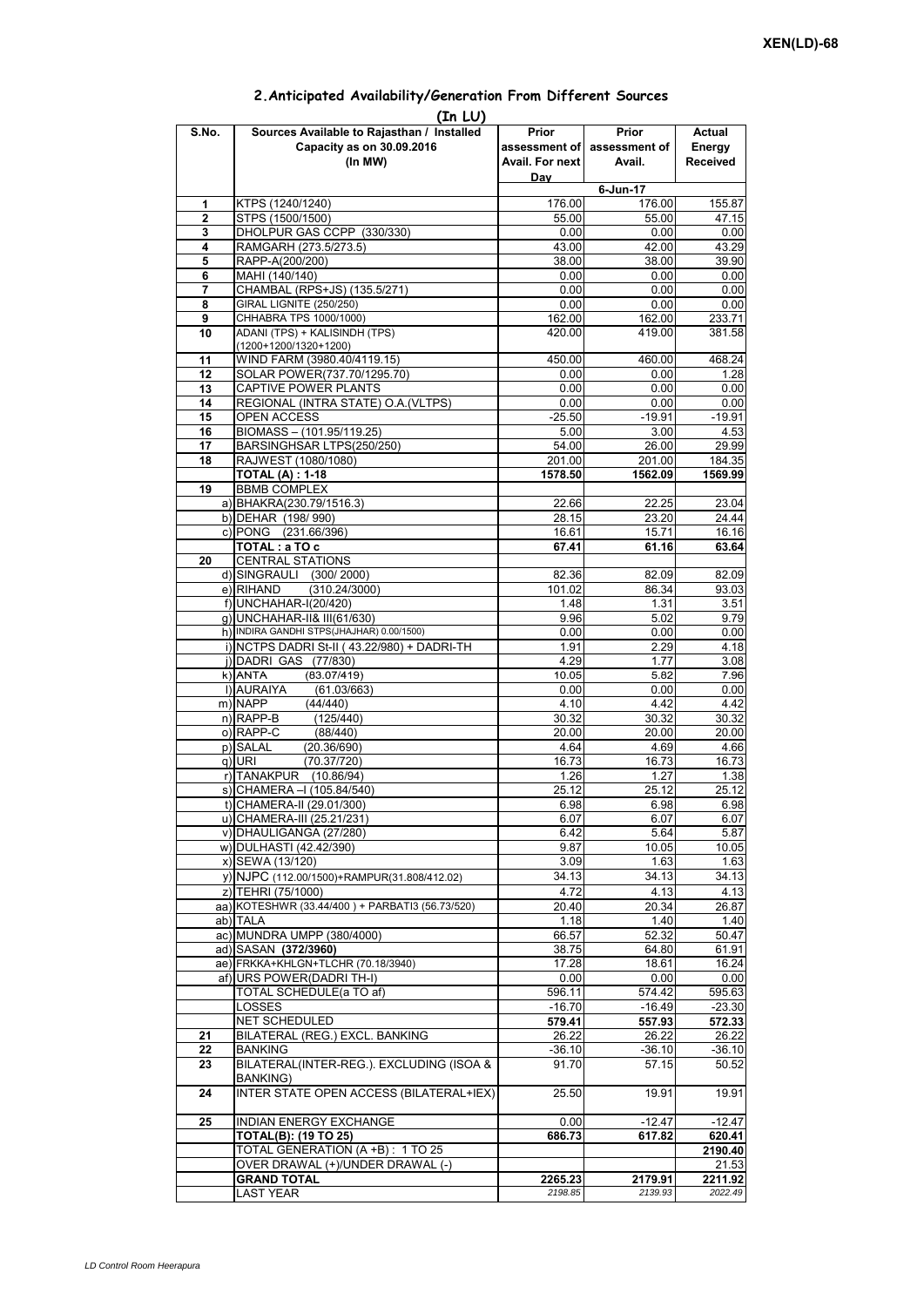**XEN(LD)-68**

## 2.Anticipated Availability/Generation From Different Sources

**(In LU)**

| S.No. | Sources Available to Rajasthan / Installed Capacity as on 30.09.2016 (In MW) | Prior assessment of Avail. For next Day | Prior assessment of Avail. | Actual Energy Received |
|---|---|---|---|---|
| | | 6-Jun-17 | | |
| 1 | KTPS (1240/1240) | 176.00 | 176.00 | 155.87 |
| 2 | STPS (1500/1500) | 55.00 | 55.00 | 47.15 |
| 3 | DHOLPUR GAS CCPP (330/330) | 0.00 | 0.00 | 0.00 |
| 4 | RAMGARH (273.5/273.5) | 43.00 | 42.00 | 43.29 |
| 5 | RAPP-A(200/200) | 38.00 | 38.00 | 39.90 |
| 6 | MAHI (140/140) | 0.00 | 0.00 | 0.00 |
| 7 | CHAMBAL (RPS+JS) (135.5/271) | 0.00 | 0.00 | 0.00 |
| 8 | GIRAL LIGNITE (250/250) | 0.00 | 0.00 | 0.00 |
| 9 | CHHABRA TPS 1000/1000) | 162.00 | 162.00 | 233.71 |
| 10 | ADANI (TPS) + KALISINDH (TPS) (1200+1200/1320+1200) | 420.00 | 419.00 | 381.58 |
| 11 | WIND FARM (3980.40/4119.15) | 450.00 | 460.00 | 468.24 |
| 12 | SOLAR POWER(737.70/1295.70) | 0.00 | 0.00 | 1.28 |
| 13 | CAPTIVE POWER PLANTS | 0.00 | 0.00 | 0.00 |
| 14 | REGIONAL (INTRA STATE) O.A.(VLTPS) | 0.00 | 0.00 | 0.00 |
| 15 | OPEN ACCESS | -25.50 | -19.91 | -19.91 |
| 16 | BIOMASS – (101.95/119.25) | 5.00 | 3.00 | 4.53 |
| 17 | BARSINGHSAR LTPS(250/250) | 54.00 | 26.00 | 29.99 |
| 18 | RAJWEST (1080/1080) | 201.00 | 201.00 | 184.35 |
| | **TOTAL (A) : 1-18** | **1578.50** | **1562.09** | **1569.99** |
| 19 | BBMB COMPLEX | | | |
| | a) BHAKRA(230.79/1516.3) | 22.66 | 22.25 | 23.04 |
| | b) DEHAR (198/ 990) | 28.15 | 23.20 | 24.44 |
| | c) PONG (231.66/396) | 16.61 | 15.71 | 16.16 |
| | **TOTAL : a TO c** | **67.41** | **61.16** | **63.64** |
| 20 | CENTRAL STATIONS | | | |
| | d) SINGRAULI (300/ 2000) | 82.36 | 82.09 | 82.09 |
| | e) RIHAND (310.24/3000) | 101.02 | 86.34 | 93.03 |
| | f) UNCHAHAR-I(20/420) | 1.48 | 1.31 | 3.51 |
| | g) UNCHAHAR-II& III(61/630) | 9.96 | 5.02 | 9.79 |
| | h) INDIRA GANDHI STPS(JHAJHAR) 0.00/1500) | 0.00 | 0.00 | 0.00 |
| | i) NCTPS DADRI St-II ( 43.22/980) + DADRI-TH | 1.91 | 2.29 | 4.18 |
| | j) DADRI GAS (77/830) | 4.29 | 1.77 | 3.08 |
| | k) ANTA (83.07/419) | 10.05 | 5.82 | 7.96 |
| | l) AURAIYA (61.03/663) | 0.00 | 0.00 | 0.00 |
| | m) NAPP (44/440) | 4.10 | 4.42 | 4.42 |
| | n) RAPP-B (125/440) | 30.32 | 30.32 | 30.32 |
| | o) RAPP-C (88/440) | 20.00 | 20.00 | 20.00 |
| | p) SALAL (20.36/690) | 4.64 | 4.69 | 4.66 |
| | q) URI (70.37/720) | 16.73 | 16.73 | 16.73 |
| | r) TANAKPUR (10.86/94) | 1.26 | 1.27 | 1.38 |
| | s) CHAMERA –I (105.84/540) | 25.12 | 25.12 | 25.12 |
| | t) CHAMERA-II (29.01/300) | 6.98 | 6.98 | 6.98 |
| | u) CHAMERA-III (25.21/231) | 6.07 | 6.07 | 6.07 |
| | v) DHAULIGANGA (27/280) | 6.42 | 5.64 | 5.87 |
| | w) DULHASTI (42.42/390) | 9.87 | 10.05 | 10.05 |
| | x) SEWA (13/120) | 3.09 | 1.63 | 1.63 |
| | y) NJPC (112.00/1500)+RAMPUR(31.808/412.02) | 34.13 | 34.13 | 34.13 |
| | z) TEHRI (75/1000) | 4.72 | 4.13 | 4.13 |
| | aa) KOTESHWR (33.44/400 ) + PARBATI3 (56.73/520) | 20.40 | 20.34 | 26.87 |
| | ab) TALA | 1.18 | 1.40 | 1.40 |
| | ac) MUNDRA UMPP (380/4000) | 66.57 | 52.32 | 50.47 |
| | ad) SASAN **(372/3960)** | 38.75 | 64.80 | 61.91 |
| | ae) FRKKA+KHLGN+TLCHR (70.18/3940) | 17.28 | 18.61 | 16.24 |
| | af) URS POWER(DADRI TH-I) | 0.00 | 0.00 | 0.00 |
| | TOTAL SCHEDULE(a TO af) | 596.11 | 574.42 | 595.63 |
| | LOSSES | -16.70 | -16.49 | -23.30 |
| | NET SCHEDULED | **579.41** | **557.93** | **572.33** |
| 21 | BILATERAL (REG.) EXCL. BANKING | 26.22 | 26.22 | 26.22 |
| 22 | BANKING | -36.10 | -36.10 | -36.10 |
| 23 | BILATERAL(INTER-REG.). EXCLUDING (ISOA & BANKING) | 91.70 | 57.15 | 50.52 |
| 24 | INTER STATE OPEN ACCESS (BILATERAL+IEX) | 25.50 | 19.91 | 19.91 |
| 25 | INDIAN ENERGY EXCHANGE | 0.00 | -12.47 | -12.47 |
| | **TOTAL(B): (19 TO 25)** | **686.73** | **617.82** | **620.41** |
| | TOTAL GENERATION (A +B) : 1 TO 25 | | | **2190.40** |
| | OVER DRAWAL (+)/UNDER DRAWAL (-) | | | 21.53 |
| | **GRAND TOTAL** | **2265.23** | **2179.91** | **2211.92** |
| | LAST YEAR | *2198.85* | *2139.93* | *2022.49* |

*LD Control Room Heerapura*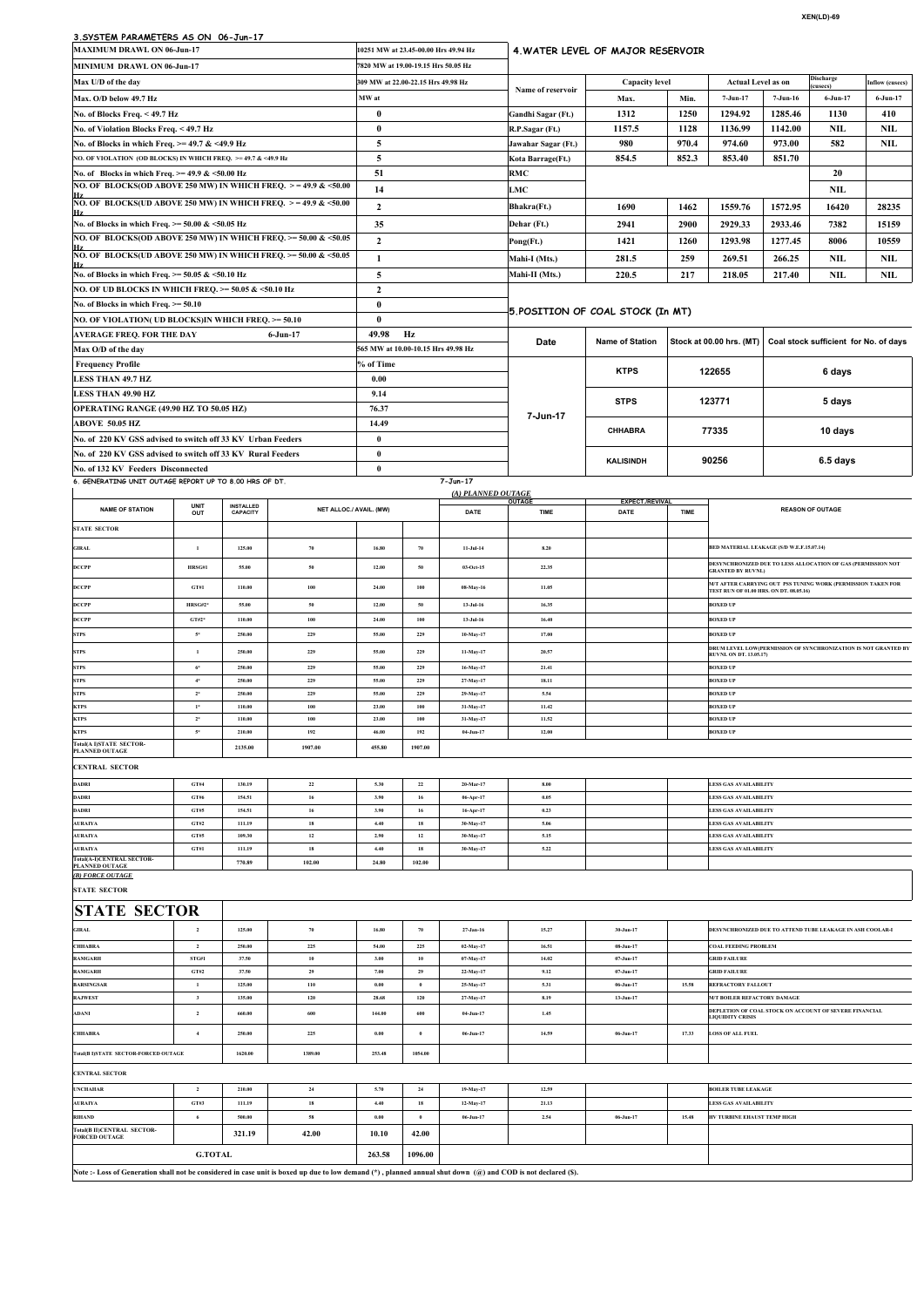## 3.SYSTEM PARAMETERS AS ON 06-Jun-17

| | |
|---|---|
| MAXIMUM DRAWL ON 06-Jun-17 | 10251 MW at 23.45-00.00 Hrs 49.94 Hz |
| MINIMUM DRAWL ON 06-Jun-17 | 7820 MW at 19.00-19.15 Hrs 50.05 Hz |
| Max U/D of the day | 309 MW at 22.00-22.15 Hrs 49.98 Hz |
| Max. O/D below 49.7 Hz | MW at |
| No. of Blocks Freq. < 49.7 Hz | 0 |
| No. of Violation Blocks Freq. < 49.7 Hz | 0 |
| No. of Blocks in which Freq. >= 49.7 & <49.9 Hz | 5 |
| NO. OF VIOLATION (OD BLOCKS) IN WHICH FREQ. >= 49.7 & <49.9 Hz | 5 |
| No. of Blocks in which Freq. >= 49.9 & <50.00 Hz | 51 |
| NO. OF BLOCKS(OD ABOVE 250 MW) IN WHICH FREQ. > = 49.9 & <50.00 Hz | 14 |
| NO. OF BLOCKS(UD ABOVE 250 MW) IN WHICH FREQ. > = 49.9 & <50.00 Hz | 2 |
| No. of Blocks in which Freq. >= 50.00 & <50.05 Hz | 35 |
| NO. OF BLOCKS(OD ABOVE 250 MW) IN WHICH FREQ. >= 50.00 & <50.05 Hz | 2 |
| NO. OF BLOCKS(UD ABOVE 250 MW) IN WHICH FREQ. >= 50.00 & <50.05 Hz | 1 |
| No. of Blocks in which Freq. >= 50.05 & <50.10 Hz | 5 |
| NO. OF UD BLOCKS IN WHICH FREQ. >= 50.05 & <50.10 Hz | 2 |
| No. of Blocks in which Freq. >= 50.10 | 0 |
| NO. OF VIOLATION( UD BLOCKS)IN WHICH FREQ. >= 50.10 | 0 |
| AVERAGE FREQ. FOR THE DAY 6-Jun-17 | 49.98 Hz |
| Max O/D of the day | 565 MW at 10.00-10.15 Hrs 49.98 Hz |
| Frequency Profile | % of Time |
| LESS THAN 49.7 HZ | 0.00 |
| LESS THAN 49.90 HZ | 9.14 |
| OPERATING RANGE (49.90 HZ TO 50.05 HZ) | 76.37 |
| ABOVE 50.05 HZ | 14.49 |
| No. of 220 KV GSS advised to switch off 33 KV Urban Feeders | 0 |
| No. of 220 KV GSS advised to switch off 33 KV Rural Feeders | 0 |
| No. of 132 KV Feeders Disconnected | 0 |

## 4.WATER LEVEL OF MAJOR RESERVOIR

| Name of reservoir | Capacity level | | Actual Level as on | | Discharge (cusecs) | Inflow (cusecs) |
|---|---|---|---|---|---|---|
| | Max. | Min. | 7-Jun-17 | 7-Jun-16 | 6-Jun-17 | 6-Jun-17 |
| Gandhi Sagar (Ft.) | 1312 | 1250 | 1294.92 | 1285.46 | 1130 | 410 |
| R.P.Sagar (Ft.) | 1157.5 | 1128 | 1136.99 | 1142.00 | NIL | NIL |
| Jawahar Sagar (Ft.) | 980 | 970.4 | 974.60 | 973.00 | 582 | NIL |
| Kota Barrage(Ft.) | 854.5 | 852.3 | 853.40 | 851.70 | | |
| RMC | | | | | 20 | |
| LMC | | | | | NIL | |
| Bhakra(Ft.) | 1690 | 1462 | 1559.76 | 1572.95 | 16420 | 28235 |
| Dehar (Ft.) | 2941 | 2900 | 2929.33 | 2933.46 | 7382 | 15159 |
| Pong(Ft.) | 1421 | 1260 | 1293.98 | 1277.45 | 8006 | 10559 |
| Mahi-I (Mts.) | 281.5 | 259 | 269.51 | 266.25 | NIL | NIL |
| Mahi-II (Mts.) | 220.5 | 217 | 218.05 | 217.40 | NIL | NIL |

## 5.POSITION OF COAL STOCK (In MT)

| Date | Name of Station | Stock at 00.00 hrs. (MT) | Coal stock sufficient for No. of days |
|---|---|---|---|
| 7-Jun-17 | KTPS | 122655 | 6 days |
| | STPS | 123771 | 5 days |
| | CHHABRA | 77335 | 10 days |
| | KALISINDH | 90256 | 6.5 days |

## 6. GENERATING UNIT OUTAGE REPORT UP TO 8.00 HRS OF DT. 7-Jun-17

*(A) PLANNED OUTAGE*

| NAME OF STATION | UNIT OUT | INSTALLED CAPACITY | NET ALLOC./ AVAIL. (MW) | | | OUTAGE DATE | OUTAGE TIME | EXPECT./REVIVAL DATE | EXPECT./REVIVAL TIME | REASON OF OUTAGE |
|---|---|---|---|---|---|---|---|---|---|---|
| **STATE SECTOR** | | | | | | | | | | |
| GIRAL | 1 | 125.00 | 70 | 16.80 | 70 | 11-Jul-14 | 8.20 | | | BED MATERIAL LEAKAGE (S/D W.E.F.15.07.14) |
| DCCPP | HRSG#1 | 55.00 | 50 | 12.00 | 50 | 03-Oct-15 | 22.35 | | | DESYNCHRONIZED DUE TO LESS ALLOCATION OF GAS (PERMISSION NOT GRANTED BY RUVNL) |
| DCCPP | GT#1 | 110.00 | 100 | 24.00 | 100 | 08-May-16 | 11.05 | | | S/T AFTER CARRYING OUT PSS TUNING WORK (PERMISSION TAKEN FOR TEST RUN OF 01.00 HRS. ON DT. 08.05.16) |
| DCCPP | HRSG#2* | 55.00 | 50 | 12.00 | 50 | 13-Jul-16 | 16.35 | | | BOXED UP |
| DCCPP | GT#2* | 110.00 | 100 | 24.00 | 100 | 13-Jul-16 | 16.40 | | | BOXED UP |
| STPS | 5* | 250.00 | 229 | 55.00 | 229 | 10-May-17 | 17.00 | | | BOXED UP |
| STPS | 1 | 250.00 | 229 | 55.00 | 229 | 11-May-17 | 20.57 | | | DRUM LEVEL LOW(PERMISSION OF SYNCHRONIZATION IS NOT GRANTED BY RUVNL ON DT. 13.05.17) |
| STPS | 6* | 250.00 | 229 | 55.00 | 229 | 16-May-17 | 21.41 | | | BOXED UP |
| STPS | 4* | 250.00 | 229 | 55.00 | 229 | 27-May-17 | 18.11 | | | BOXED UP |
| STPS | 2* | 250.00 | 229 | 55.00 | 229 | 29-May-17 | 5.54 | | | BOXED UP |
| KTPS | 1* | 110.00 | 100 | 23.00 | 100 | 31-May-17 | 11.42 | | | BOXED UP |
| KTPS | 2* | 110.00 | 100 | 23.00 | 100 | 31-May-17 | 11.52 | | | BOXED UP |
| KTPS | 5* | 210.00 | 192 | 46.00 | 192 | 04-Jun-17 | 12.00 | | | BOXED UP |
| Total(A I)STATE SECTOR-PLANNED OUTAGE | | 2135.00 | 1907.00 | 455.80 | 1907.00 | | | | | |
| **CENTRAL SECTOR** | | | | | | | | | | |
| DADRI | GT#4 | 130.19 | 22 | 5.30 | 22 | 20-Mar-17 | 8.00 | | | LESS GAS AVAILABLITY |
| DADRI | GT#6 | 154.51 | 16 | 3.90 | 16 | 06-Apr-17 | 0.05 | | | LESS GAS AVAILABLITY |
| DADRI | GT#5 | 154.51 | 16 | 3.90 | 16 | 16-Apr-17 | 0.23 | | | LESS GAS AVAILABLITY |
| AURAIYA | GT#2 | 111.19 | 18 | 4.40 | 18 | 30-May-17 | 5.06 | | | LESS GAS AVAILABLITY |
| AURAIYA | GT#5 | 109.30 | 12 | 2.90 | 12 | 30-May-17 | 5.15 | | | LESS GAS AVAILABLITY |
| AURAIYA | GT#1 | 111.19 | 18 | 4.40 | 18 | 30-May-17 | 5.22 | | | LESS GAS AVAILABLITY |
| Total(A-I)CENTRAL SECTOR-PLANNED OUTAGE | | 770.89 | 102.00 | 24.80 | 102.00 | | | | | |

*(B) FORCE OUTAGE*

| NAME OF STATION | UNIT OUT | INSTALLED CAPACITY | NET ALLOC./ AVAIL. (MW) | | | OUTAGE DATE | OUTAGE TIME | EXPECT./REVIVAL DATE | EXPECT./REVIVAL TIME | REASON OF OUTAGE |
|---|---|---|---|---|---|---|---|---|---|---|
| **STATE SECTOR** | | | | | | | | | | |
| GIRAL | 2 | 125.00 | 70 | 16.80 | 70 | 27-Jan-16 | 15.27 | 30-Jun-17 | | DESYNCHRONIZED DUE TO ATTEND TUBE LEAKAGE IN ASH COOLAR-I |
| CHHABRA | 2 | 250.00 | 225 | 54.00 | 225 | 02-May-17 | 16.51 | 08-Jun-17 | | COAL FEEDING PROBLEM |
| RAMGARH | STG#1 | 37.50 | 10 | 3.00 | 10 | 07-May-17 | 14.02 | 07-Jun-17 | | GRID FAILURE |
| RAMGARH | GT#2 | 37.50 | 29 | 7.00 | 29 | 22-May-17 | 9.12 | 07-Jun-17 | | GRID FAILURE |
| BARSINGSAR | 1 | 125.00 | 110 | 0.00 | 0 | 25-May-17 | 5.31 | 06-Jun-17 | 15.58 | REFRACTORY FALLOUT |
| RAJWEST | 3 | 135.00 | 120 | 28.68 | 120 | 27-May-17 | 8.19 | 13-Jun-17 | | S/T BOILER REFACTORY DAMAGE |
| ADANI | 2 | 660.00 | 600 | 144.00 | 600 | 04-Jun-17 | 1.45 | | | DEPLETION OF COAL STOCK ON ACCOUNT OF SEVERE FINANCIAL LIQUIDITY CRISIS |
| CHHABRA | 4 | 250.00 | 225 | 0.00 | 0 | 06-Jun-17 | 14.59 | 06-Jun-17 | 17.33 | LOSS OF ALL FUEL |
| Total(B I)STATE SECTOR-FORCED OUTAGE | | 1620.00 | 1389.00 | 253.48 | 1054.00 | | | | | |
| **CENTRAL SECTOR** | | | | | | | | | | |
| UNCHAHAR | 2 | 210.00 | 24 | 5.70 | 24 | 19-May-17 | 12.59 | | | BOILER TUBE LEAKAGE |
| AURAIYA | GT#3 | 111.19 | 18 | 4.40 | 18 | 12-May-17 | 21.13 | | | LESS GAS AVAILABLITY |
| RIHAND | 6 | 500.00 | 58 | 0.00 | 0 | 06-Jun-17 | 2.54 | 06-Jun-17 | 15.48 | HV TURBINE EHAUST TEMP HIGH |
| Total(B II)CENTRAL SECTOR-FORCED OUTAGE | | 321.19 | 42.00 | 10.10 | 42.00 | | | | | |
| G.TOTAL | | | | 263.58 | 1096.00 | | | | | |

Note :- Loss of Generation shall not be considered in case unit is boxed up due to low demand (*) , planned annual shut down (@) and COD is not declared ($).